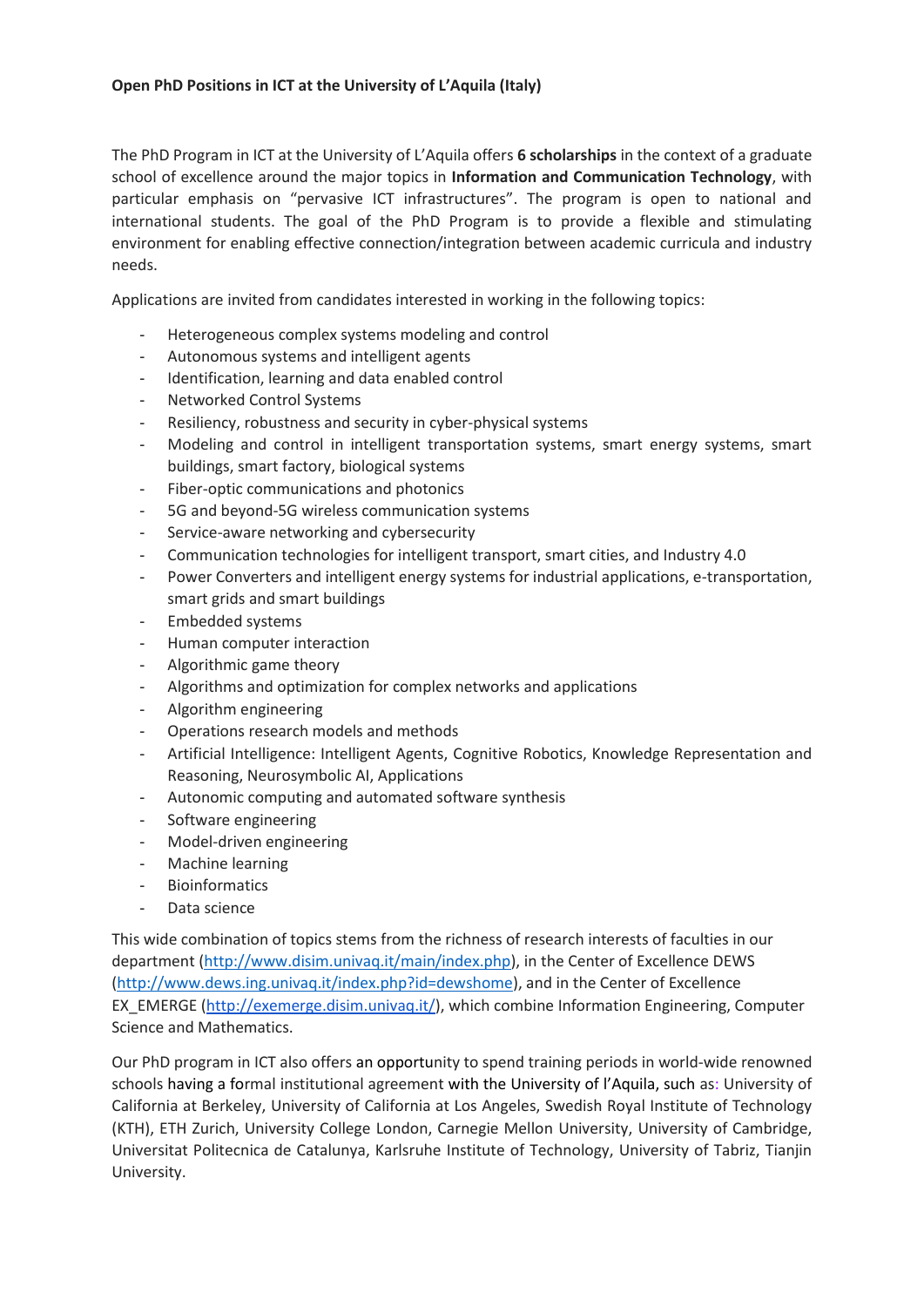**Open PhD Positions in ICT at the University of L'Aquila (Italy)**

The PhD Program in ICT at the University of L'Aquila offers **6 scholarships** in the context of a graduate school of excellence around the major topics in **Information and Communication Technology**, with particular emphasis on "pervasive ICT infrastructures". The program is open to national and international students. The goal of the PhD Program is to provide a flexible and stimulating environment for enabling effective connection/integration between academic curricula and industry needs.

Applications are invited from candidates interested in working in the following topics:

- Heterogeneous complex systems modeling and control
- Autonomous systems and intelligent agents
- Identification, learning and data enabled control
- Networked Control Systems
- Resiliency, robustness and security in cyber-physical systems
- Modeling and control in intelligent transportation systems, smart energy systems, smart buildings, smart factory, biological systems
- Fiber-optic communications and photonics
- 5G and beyond-5G wireless communication systems
- Service-aware networking and cybersecurity
- Communication technologies for intelligent transport, smart cities, and Industry 4.0
- Power Converters and intelligent energy systems for industrial applications, e-transportation, smart grids and smart buildings
- Embedded systems
- Human computer interaction
- Algorithmic game theory
- Algorithms and optimization for complex networks and applications
- Algorithm engineering
- Operations research models and methods
- Artificial Intelligence: Intelligent Agents, Cognitive Robotics, Knowledge Representation and Reasoning, Neurosymbolic AI, Applications
- Autonomic computing and automated software synthesis
- Software engineering
- Model-driven engineering
- Machine learning
- Bioinformatics
- Data science

This wide combination of topics stems from the richness of research interests of faculties in our department (http://www.disim.univaq.it/main/index.php), in the Center of Excellence DEWS (http://www.dews.ing.univaq.it/index.php?id=dewshome), and in the Center of Excellence EX_EMERGE (http://exemerge.disim.univaq.it/), which combine Information Engineering, Computer Science and Mathematics.

Our PhD program in ICT also offers an opportunity to spend training periods in world-wide renowned schools having a formal institutional agreement with the University of l'Aquila, such as: University of California at Berkeley, University of California at Los Angeles, Swedish Royal Institute of Technology (KTH), ETH Zurich, University College London, Carnegie Mellon University, University of Cambridge, Universitat Politecnica de Catalunya, Karlsruhe Institute of Technology, University of Tabriz, Tianjin University.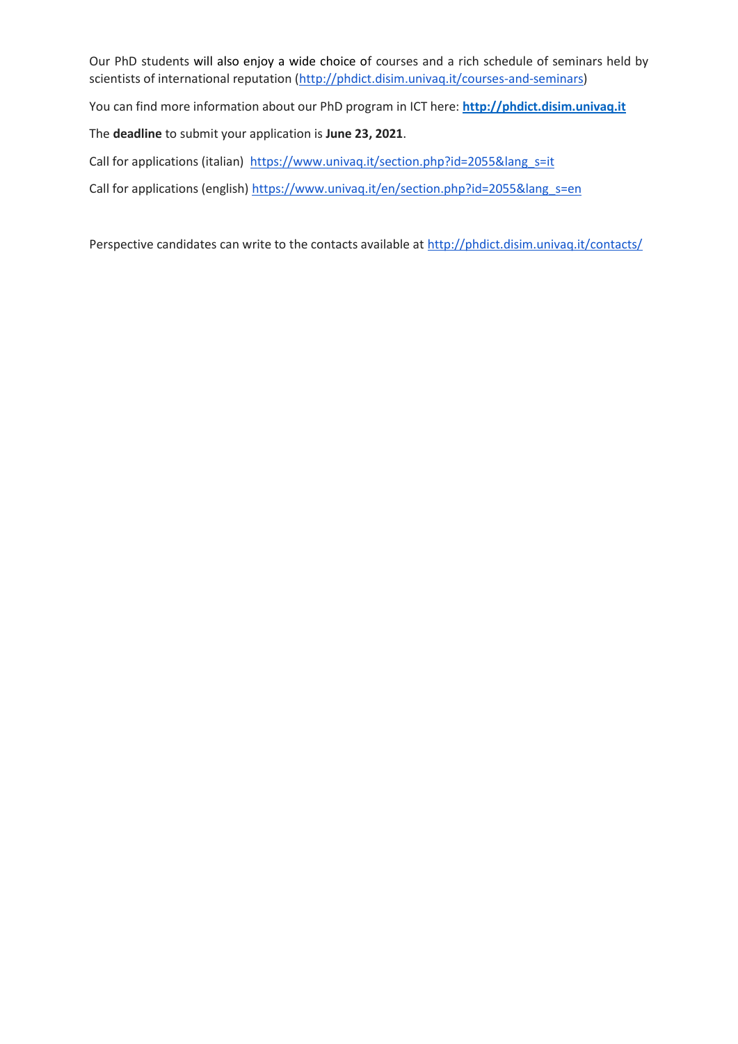Our PhD students will also enjoy a wide choice of courses and a rich schedule of seminars held by scientists of international reputation (http://phdict.disim.univaq.it/courses-and-seminars)

You can find more information about our PhD program in ICT here: **http://phdict.disim.univaq.it**

The **deadline** to submit your application is **June 23, 2021**.

Call for applications (italian) https://www.univaq.it/section.php?id=2055&lang_s=it

Call for applications (english) https://www.univaq.it/en/section.php?id=2055&lang_s=en

Perspective candidates can write to the contacts available at http://phdict.disim.univaq.it/contacts/